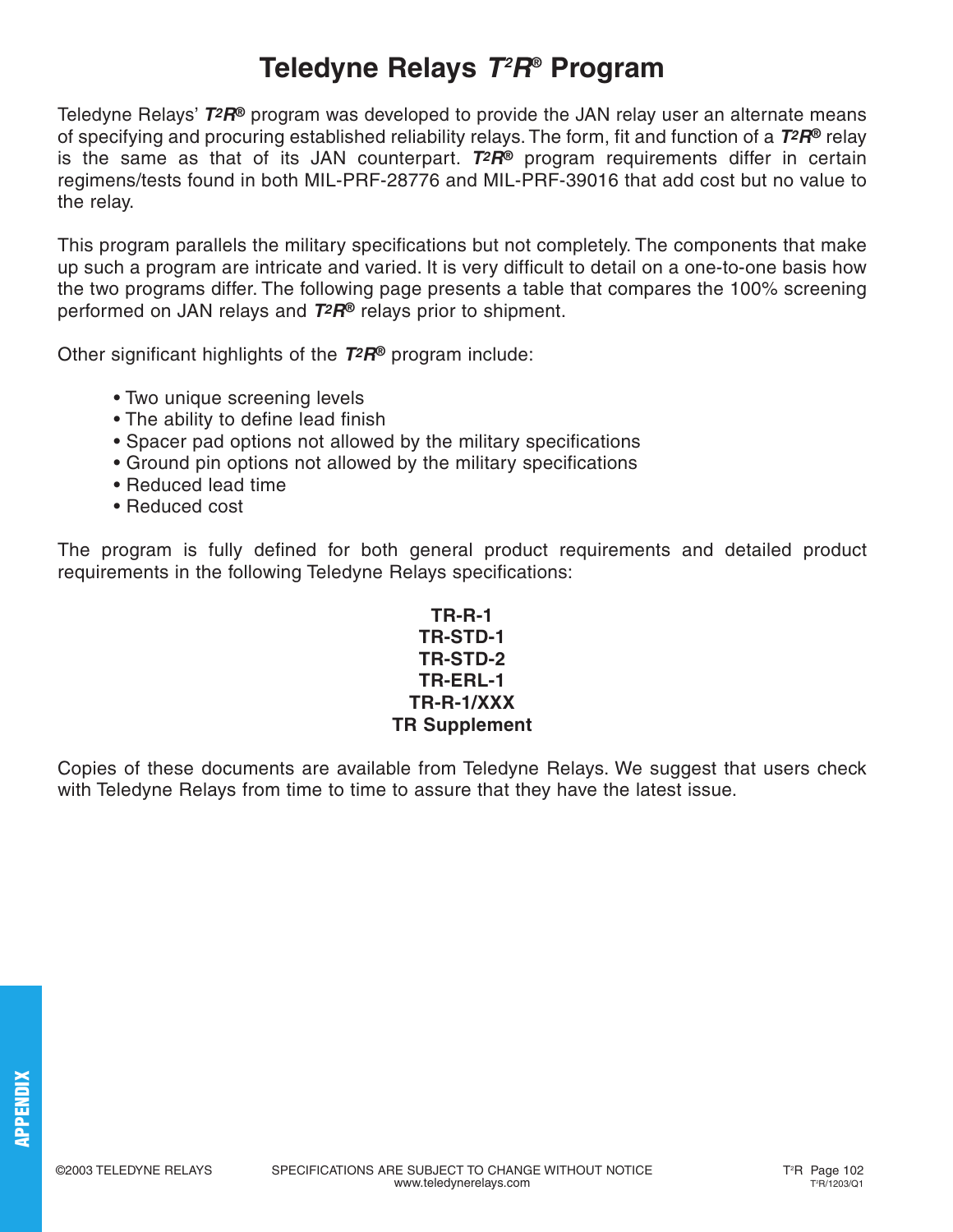# Teledyne Relays *T²R*® Program

Teledyne Relays' ***T²R*®** program was developed to provide the JAN relay user an alternate means of specifying and procuring established reliability relays. The form, fit and function of a ***T²R*®** relay is the same as that of its JAN counterpart. ***T²R*®** program requirements differ in certain regimens/tests found in both MIL-PRF-28776 and MIL-PRF-39016 that add cost but no value to the relay.

This program parallels the military specifications but not completely. The components that make up such a program are intricate and varied. It is very difficult to detail on a one-to-one basis how the two programs differ. The following page presents a table that compares the 100% screening performed on JAN relays and ***T²R*®** relays prior to shipment.

Other significant highlights of the ***T²R*®** program include:

- Two unique screening levels
- The ability to define lead finish
- Spacer pad options not allowed by the military specifications
- Ground pin options not allowed by the military specifications
- Reduced lead time
- Reduced cost

The program is fully defined for both general product requirements and detailed product requirements in the following Teledyne Relays specifications:

**TR-R-1**
**TR-STD-1**
**TR-STD-2**
**TR-ERL-1**
**TR-R-1/XXX**
**TR Supplement**

Copies of these documents are available from Teledyne Relays. We suggest that users check with Teledyne Relays from time to time to assure that they have the latest issue.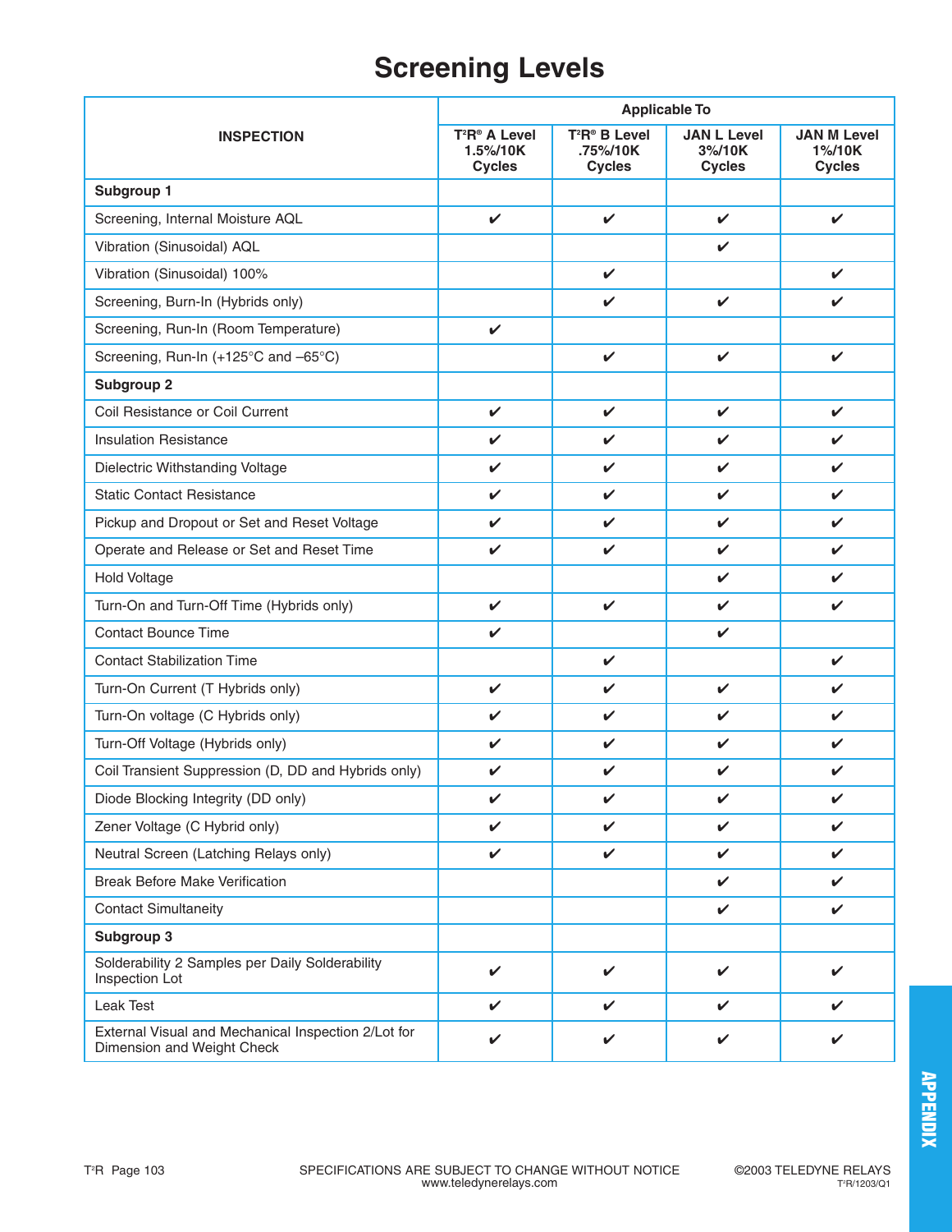# Screening Levels

| INSPECTION | Applicable To | | | |
|---|---|---|---|---|
| | T²R® A Level 1.5%/10K Cycles | T²R® B Level .75%/10K Cycles | JAN L Level 3%/10K Cycles | JAN M Level 1%/10K Cycles |
| **Subgroup 1** | | | | |
| Screening, Internal Moisture AQL | ✔ | ✔ | ✔ | ✔ |
| Vibration (Sinusoidal) AQL | | | ✔ | |
| Vibration (Sinusoidal) 100% | | ✔ | | ✔ |
| Screening, Burn-In (Hybrids only) | | ✔ | ✔ | ✔ |
| Screening, Run-In (Room Temperature) | ✔ | | | |
| Screening, Run-In (+125°C and –65°C) | | ✔ | ✔ | ✔ |
| **Subgroup 2** | | | | |
| Coil Resistance or Coil Current | ✔ | ✔ | ✔ | ✔ |
| Insulation Resistance | ✔ | ✔ | ✔ | ✔ |
| Dielectric Withstanding Voltage | ✔ | ✔ | ✔ | ✔ |
| Static Contact Resistance | ✔ | ✔ | ✔ | ✔ |
| Pickup and Dropout or Set and Reset Voltage | ✔ | ✔ | ✔ | ✔ |
| Operate and Release or Set and Reset Time | ✔ | ✔ | ✔ | ✔ |
| Hold Voltage | | | ✔ | ✔ |
| Turn-On and Turn-Off Time (Hybrids only) | ✔ | ✔ | ✔ | ✔ |
| Contact Bounce Time | ✔ | | ✔ | |
| Contact Stabilization Time | | ✔ | | ✔ |
| Turn-On Current (T Hybrids only) | ✔ | ✔ | ✔ | ✔ |
| Turn-On voltage (C Hybrids only) | ✔ | ✔ | ✔ | ✔ |
| Turn-Off Voltage (Hybrids only) | ✔ | ✔ | ✔ | ✔ |
| Coil Transient Suppression (D, DD and Hybrids only) | ✔ | ✔ | ✔ | ✔ |
| Diode Blocking Integrity (DD only) | ✔ | ✔ | ✔ | ✔ |
| Zener Voltage (C Hybrid only) | ✔ | ✔ | ✔ | ✔ |
| Neutral Screen (Latching Relays only) | ✔ | ✔ | ✔ | ✔ |
| Break Before Make Verification | | | ✔ | ✔ |
| Contact Simultaneity | | | ✔ | ✔ |
| **Subgroup 3** | | | | |
| Solderability 2 Samples per Daily Solderability Inspection Lot | ✔ | ✔ | ✔ | ✔ |
| Leak Test | ✔ | ✔ | ✔ | ✔ |
| External Visual and Mechanical Inspection 2/Lot for Dimension and Weight Check | ✔ | ✔ | ✔ | ✔ |

SPECIFICATIONS ARE SUBJECT TO CHANGE WITHOUT NOTICE
www.teledynerelays.com

©2003 TELEDYNE RELAYS